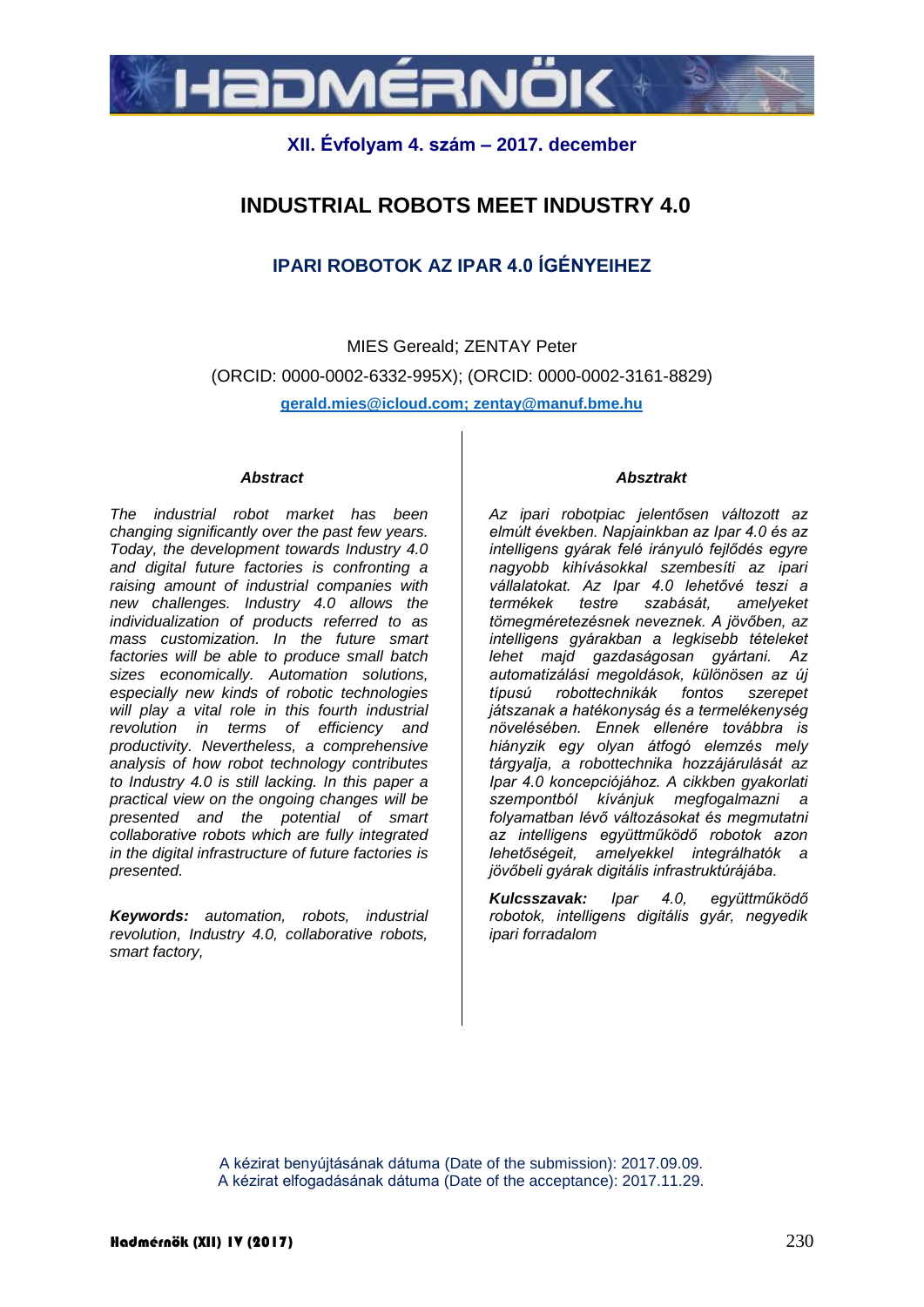XII. Évfolyam 4. szám – 2017. december

# INDUSTRIAL ROBOTS MEET INDUSTRY 4.0

## IPARI ROBOTOK AZ IPAR 4.0 ÍGÉNYEIHEZ

MIES Gereald; ZENTAY Peter

(ORCID: 0000-0002-6332-995X); (ORCID: 0000-0002-3161-8829)

gerald.mies@icloud.com; zentay@manuf.bme.hu

### Abstract

*The industrial robot market has been changing significantly over the past few years. Today, the development towards Industry 4.0 and digital future factories is confronting a raising amount of industrial companies with new challenges. Industry 4.0 allows the individualization of products referred to as mass customization. In the future smart factories will be able to produce small batch sizes economically. Automation solutions, especially new kinds of robotic technologies will play a vital role in this fourth industrial revolution in terms of efficiency and productivity. Nevertheless, a comprehensive analysis of how robot technology contributes to Industry 4.0 is still lacking. In this paper a practical view on the ongoing changes will be presented and the potential of smart collaborative robots which are fully integrated in the digital infrastructure of future factories is presented.*

***Keywords:*** *automation, robots, industrial revolution, Industry 4.0, collaborative robots, smart factory,*

### Absztrakt

*Az ipari robotpiac jelentősen változott az elmúlt években. Napjainkban az Ipar 4.0 és az intelligens gyárak felé irányuló fejlődés egyre nagyobb kihívásokkal szembesíti az ipari vállalatokat. Az Ipar 4.0 lehetővé teszi a termékek testre szabását, amelyeket tömegméretezésnek neveznek. A jövőben, az intelligens gyárakban a legkisebb tételeket lehet majd gazdaságosan gyártani. Az automatizálási megoldások, különösen az új típusú robottechnikák fontos szerepet játszanak a hatékonyság és a termelékenység növelésében. Ennek ellenére továbbra is hiányzik egy olyan átfogó elemzés mely tárgyalja, a robottechnika hozzájárulását az Ipar 4.0 koncepciójához. A cikkben gyakorlati szempontból kívánjuk megfogalmazni a folyamatban lévő változásokat és megmutatni az intelligens együttműködő robotok azon lehetőségeit, amelyekkel integrálhatók a jövőbeli gyárak digitális infrastruktúrájába.*

***Kulcsszavak:*** *Ipar 4.0, együttműködő robotok, intelligens digitális gyár, negyedik ipari forradalom*

A kézirat benyújtásának dátuma (Date of the submission): 2017.09.09.
A kézirat elfogadásának dátuma (Date of the acceptance): 2017.11.29.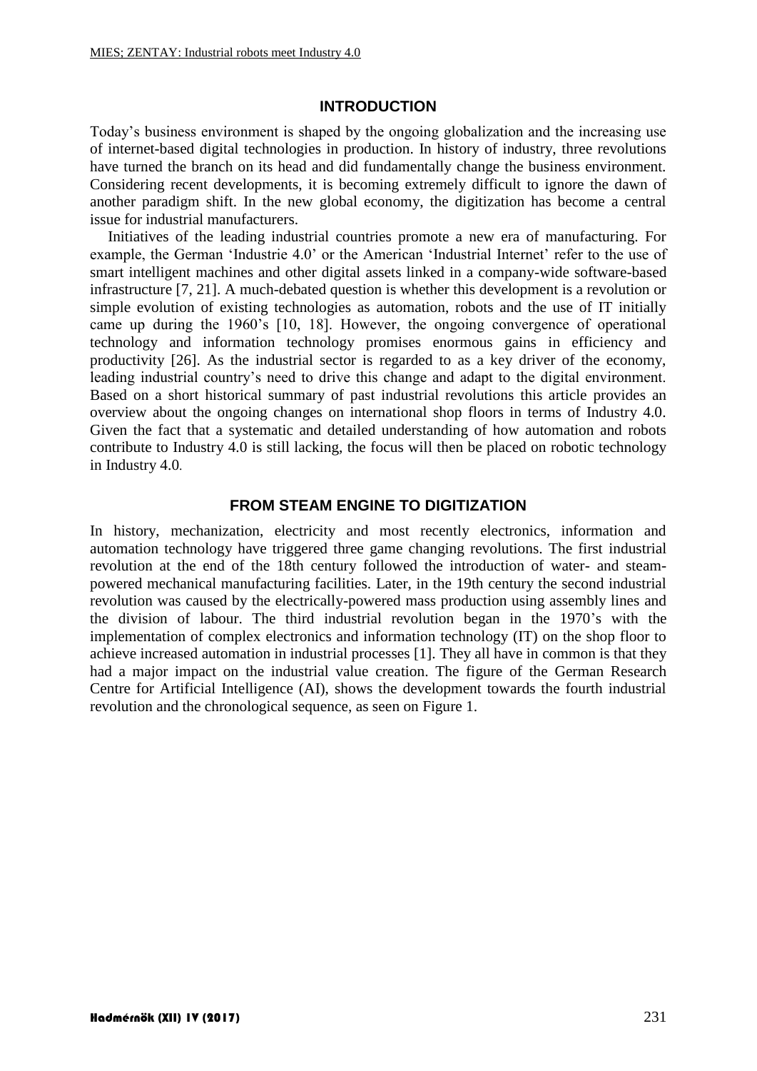## INTRODUCTION

Today's business environment is shaped by the ongoing globalization and the increasing use of internet-based digital technologies in production. In history of industry, three revolutions have turned the branch on its head and did fundamentally change the business environment. Considering recent developments, it is becoming extremely difficult to ignore the dawn of another paradigm shift. In the new global economy, the digitization has become a central issue for industrial manufacturers.

Initiatives of the leading industrial countries promote a new era of manufacturing. For example, the German 'Industrie 4.0' or the American 'Industrial Internet' refer to the use of smart intelligent machines and other digital assets linked in a company-wide software-based infrastructure [7, 21]. A much-debated question is whether this development is a revolution or simple evolution of existing technologies as automation, robots and the use of IT initially came up during the 1960's [10, 18]. However, the ongoing convergence of operational technology and information technology promises enormous gains in efficiency and productivity [26]. As the industrial sector is regarded to as a key driver of the economy, leading industrial country's need to drive this change and adapt to the digital environment. Based on a short historical summary of past industrial revolutions this article provides an overview about the ongoing changes on international shop floors in terms of Industry 4.0. Given the fact that a systematic and detailed understanding of how automation and robots contribute to Industry 4.0 is still lacking, the focus will then be placed on robotic technology in Industry 4.0.

## FROM STEAM ENGINE TO DIGITIZATION

In history, mechanization, electricity and most recently electronics, information and automation technology have triggered three game changing revolutions. The first industrial revolution at the end of the 18th century followed the introduction of water- and steam-powered mechanical manufacturing facilities. Later, in the 19th century the second industrial revolution was caused by the electrically-powered mass production using assembly lines and the division of labour. The third industrial revolution began in the 1970's with the implementation of complex electronics and information technology (IT) on the shop floor to achieve increased automation in industrial processes [1]. They all have in common is that they had a major impact on the industrial value creation. The figure of the German Research Centre for Artificial Intelligence (AI), shows the development towards the fourth industrial revolution and the chronological sequence, as seen on Figure 1.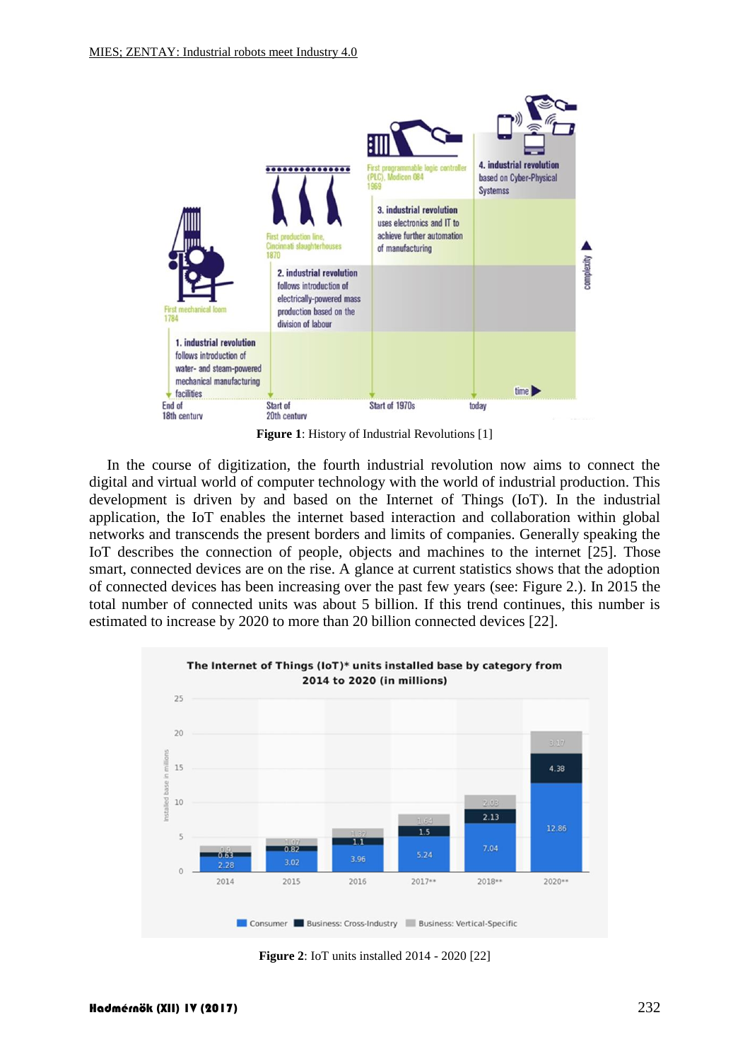**Figure 1**: History of Industrial Revolutions [1]

In the course of digitization, the fourth industrial revolution now aims to connect the digital and virtual world of computer technology with the world of industrial production. This development is driven by and based on the Internet of Things (IoT). In the industrial application, the IoT enables the internet based interaction and collaboration within global networks and transcends the present borders and limits of companies. Generally speaking the IoT describes the connection of people, objects and machines to the internet [25]. Those smart, connected devices are on the rise. A glance at current statistics shows that the adoption of connected devices has been increasing over the past few years (see: Figure 2.). In 2015 the total number of connected units was about 5 billion. If this trend continues, this number is estimated to increase by 2020 to more than 20 billion connected devices [22].

**Figure 2**: IoT units installed 2014 - 2020 [22]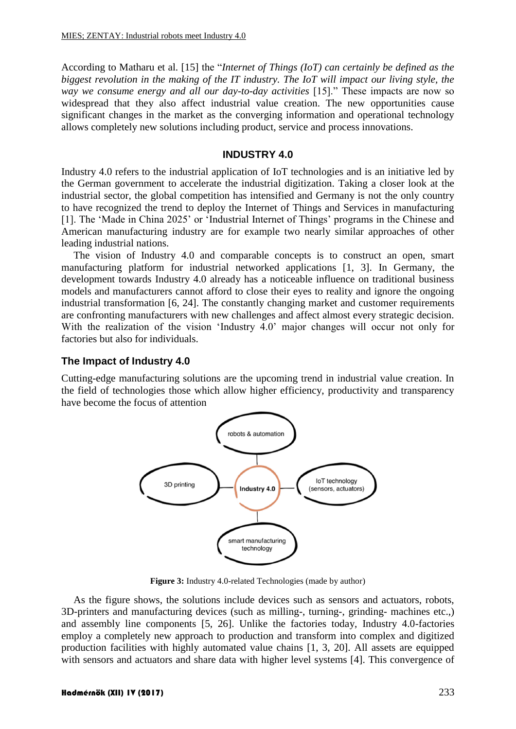According to Matharu et al. [15] the "*Internet of Things (IoT) can certainly be defined as the biggest revolution in the making of the IT industry. The IoT will impact our living style, the way we consume energy and all our day-to-day activities* [15]." These impacts are now so widespread that they also affect industrial value creation. The new opportunities cause significant changes in the market as the converging information and operational technology allows completely new solutions including product, service and process innovations.

## INDUSTRY 4.0

Industry 4.0 refers to the industrial application of IoT technologies and is an initiative led by the German government to accelerate the industrial digitization. Taking a closer look at the industrial sector, the global competition has intensified and Germany is not the only country to have recognized the trend to deploy the Internet of Things and Services in manufacturing [1]. The 'Made in China 2025' or 'Industrial Internet of Things' programs in the Chinese and American manufacturing industry are for example two nearly similar approaches of other leading industrial nations.

The vision of Industry 4.0 and comparable concepts is to construct an open, smart manufacturing platform for industrial networked applications [1, 3]. In Germany, the development towards Industry 4.0 already has a noticeable influence on traditional business models and manufacturers cannot afford to close their eyes to reality and ignore the ongoing industrial transformation [6, 24]. The constantly changing market and customer requirements are confronting manufacturers with new challenges and affect almost every strategic decision. With the realization of the vision 'Industry 4.0' major changes will occur not only for factories but also for individuals.

### The Impact of Industry 4.0

Cutting-edge manufacturing solutions are the upcoming trend in industrial value creation. In the field of technologies those which allow higher efficiency, productivity and transparency have become the focus of attention

robots & automation

3D printing — Industry 4.0 — IoT technology (sensors, actuators)

smart manufacturing technology

**Figure 3:** Industry 4.0-related Technologies (made by author)

As the figure shows, the solutions include devices such as sensors and actuators, robots, 3D-printers and manufacturing devices (such as milling-, turning-, grinding- machines etc.,) and assembly line components [5, 26]. Unlike the factories today, Industry 4.0-factories employ a completely new approach to production and transform into complex and digitized production facilities with highly automated value chains [1, 3, 20]. All assets are equipped with sensors and actuators and share data with higher level systems [4]. This convergence of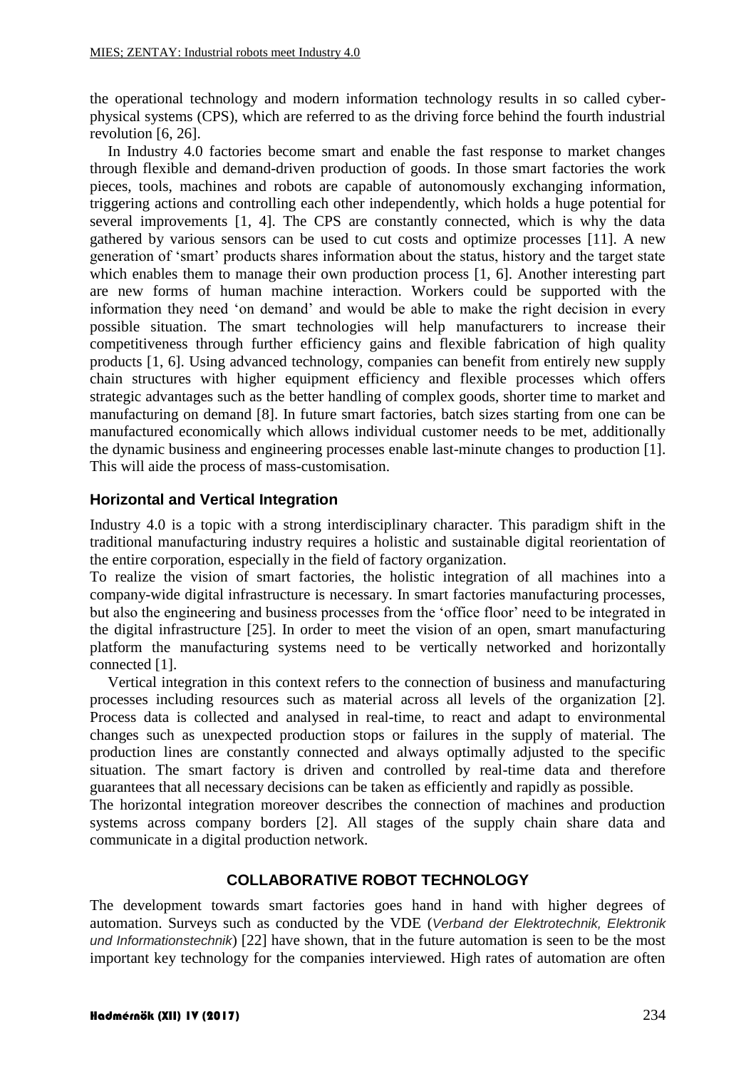the operational technology and modern information technology results in so called cyber-physical systems (CPS), which are referred to as the driving force behind the fourth industrial revolution [6, 26].

In Industry 4.0 factories become smart and enable the fast response to market changes through flexible and demand-driven production of goods. In those smart factories the work pieces, tools, machines and robots are capable of autonomously exchanging information, triggering actions and controlling each other independently, which holds a huge potential for several improvements [1, 4]. The CPS are constantly connected, which is why the data gathered by various sensors can be used to cut costs and optimize processes [11]. A new generation of 'smart' products shares information about the status, history and the target state which enables them to manage their own production process [1, 6]. Another interesting part are new forms of human machine interaction. Workers could be supported with the information they need 'on demand' and would be able to make the right decision in every possible situation. The smart technologies will help manufacturers to increase their competitiveness through further efficiency gains and flexible fabrication of high quality products [1, 6]. Using advanced technology, companies can benefit from entirely new supply chain structures with higher equipment efficiency and flexible processes which offers strategic advantages such as the better handling of complex goods, shorter time to market and manufacturing on demand [8]. In future smart factories, batch sizes starting from one can be manufactured economically which allows individual customer needs to be met, additionally the dynamic business and engineering processes enable last-minute changes to production [1]. This will aide the process of mass-customisation.

### Horizontal and Vertical Integration

Industry 4.0 is a topic with a strong interdisciplinary character. This paradigm shift in the traditional manufacturing industry requires a holistic and sustainable digital reorientation of the entire corporation, especially in the field of factory organization.

To realize the vision of smart factories, the holistic integration of all machines into a company-wide digital infrastructure is necessary. In smart factories manufacturing processes, but also the engineering and business processes from the 'office floor' need to be integrated in the digital infrastructure [25]. In order to meet the vision of an open, smart manufacturing platform the manufacturing systems need to be vertically networked and horizontally connected [1].

Vertical integration in this context refers to the connection of business and manufacturing processes including resources such as material across all levels of the organization [2]. Process data is collected and analysed in real-time, to react and adapt to environmental changes such as unexpected production stops or failures in the supply of material. The production lines are constantly connected and always optimally adjusted to the specific situation. The smart factory is driven and controlled by real-time data and therefore guarantees that all necessary decisions can be taken as efficiently and rapidly as possible.

The horizontal integration moreover describes the connection of machines and production systems across company borders [2]. All stages of the supply chain share data and communicate in a digital production network.

## COLLABORATIVE ROBOT TECHNOLOGY

The development towards smart factories goes hand in hand with higher degrees of automation. Surveys such as conducted by the VDE (*Verband der Elektrotechnik, Elektronik und Informationstechnik*) [22] have shown, that in the future automation is seen to be the most important key technology for the companies interviewed. High rates of automation are often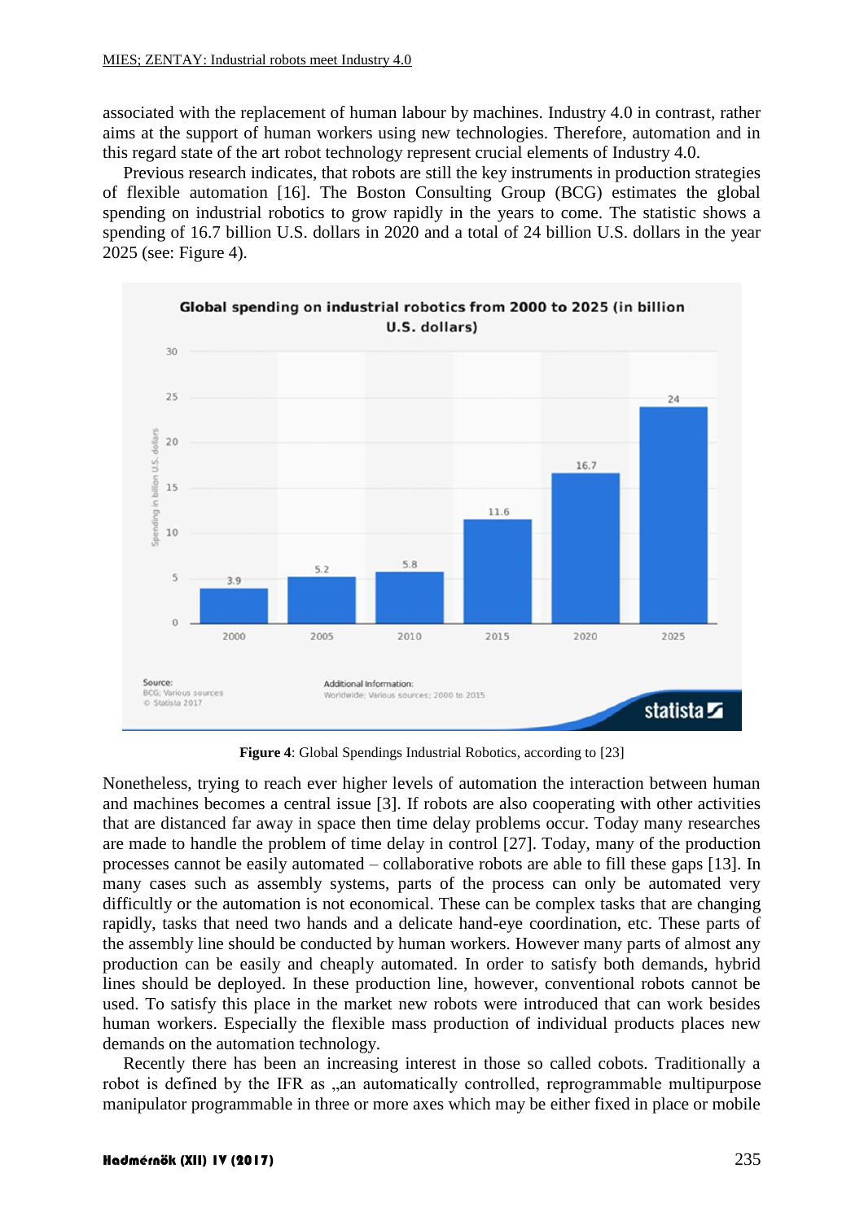associated with the replacement of human labour by machines. Industry 4.0 in contrast, rather aims at the support of human workers using new technologies. Therefore, automation and in this regard state of the art robot technology represent crucial elements of Industry 4.0.

Previous research indicates, that robots are still the key instruments in production strategies of flexible automation [16]. The Boston Consulting Group (BCG) estimates the global spending on industrial robotics to grow rapidly in the years to come. The statistic shows a spending of 16.7 billion U.S. dollars in 2020 and a total of 24 billion U.S. dollars in the year 2025 (see: Figure 4).

**Figure 4**: Global Spendings Industrial Robotics, according to [23]

Nonetheless, trying to reach ever higher levels of automation the interaction between human and machines becomes a central issue [3]. If robots are also cooperating with other activities that are distanced far away in space then time delay problems occur. Today many researches are made to handle the problem of time delay in control [27]. Today, many of the production processes cannot be easily automated – collaborative robots are able to fill these gaps [13]. In many cases such as assembly systems, parts of the process can only be automated very difficultly or the automation is not economical. These can be complex tasks that are changing rapidly, tasks that need two hands and a delicate hand-eye coordination, etc. These parts of the assembly line should be conducted by human workers. However many parts of almost any production can be easily and cheaply automated. In order to satisfy both demands, hybrid lines should be deployed. In these production line, however, conventional robots cannot be used. To satisfy this place in the market new robots were introduced that can work besides human workers. Especially the flexible mass production of individual products places new demands on the automation technology.

Recently there has been an increasing interest in those so called cobots. Traditionally a robot is defined by the IFR as „an automatically controlled, reprogrammable multipurpose manipulator programmable in three or more axes which may be either fixed in place or mobile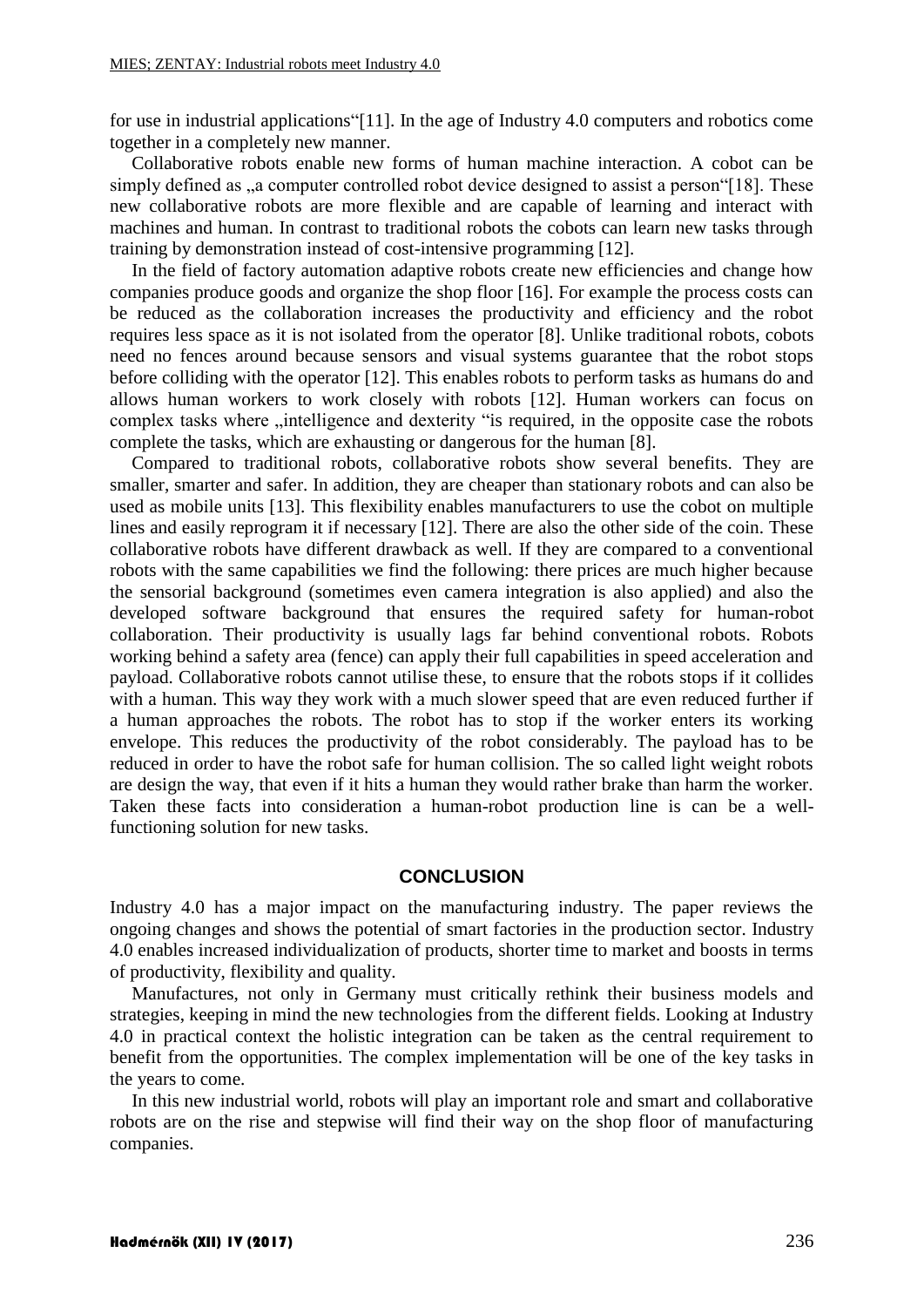for use in industrial applications"[11]. In the age of Industry 4.0 computers and robotics come together in a completely new manner.

Collaborative robots enable new forms of human machine interaction. A cobot can be simply defined as „a computer controlled robot device designed to assist a person"[18]. These new collaborative robots are more flexible and are capable of learning and interact with machines and human. In contrast to traditional robots the cobots can learn new tasks through training by demonstration instead of cost-intensive programming [12].

In the field of factory automation adaptive robots create new efficiencies and change how companies produce goods and organize the shop floor [16]. For example the process costs can be reduced as the collaboration increases the productivity and efficiency and the robot requires less space as it is not isolated from the operator [8]. Unlike traditional robots, cobots need no fences around because sensors and visual systems guarantee that the robot stops before colliding with the operator [12]. This enables robots to perform tasks as humans do and allows human workers to work closely with robots [12]. Human workers can focus on complex tasks where „intelligence and dexterity "is required, in the opposite case the robots complete the tasks, which are exhausting or dangerous for the human [8].

Compared to traditional robots, collaborative robots show several benefits. They are smaller, smarter and safer. In addition, they are cheaper than stationary robots and can also be used as mobile units [13]. This flexibility enables manufacturers to use the cobot on multiple lines and easily reprogram it if necessary [12]. There are also the other side of the coin. These collaborative robots have different drawback as well. If they are compared to a conventional robots with the same capabilities we find the following: there prices are much higher because the sensorial background (sometimes even camera integration is also applied) and also the developed software background that ensures the required safety for human-robot collaboration. Their productivity is usually lags far behind conventional robots. Robots working behind a safety area (fence) can apply their full capabilities in speed acceleration and payload. Collaborative robots cannot utilise these, to ensure that the robots stops if it collides with a human. This way they work with a much slower speed that are even reduced further if a human approaches the robots. The robot has to stop if the worker enters its working envelope. This reduces the productivity of the robot considerably. The payload has to be reduced in order to have the robot safe for human collision. The so called light weight robots are design the way, that even if it hits a human they would rather brake than harm the worker. Taken these facts into consideration a human-robot production line is can be a well-functioning solution for new tasks.

## CONCLUSION

Industry 4.0 has a major impact on the manufacturing industry. The paper reviews the ongoing changes and shows the potential of smart factories in the production sector. Industry 4.0 enables increased individualization of products, shorter time to market and boosts in terms of productivity, flexibility and quality.

Manufactures, not only in Germany must critically rethink their business models and strategies, keeping in mind the new technologies from the different fields. Looking at Industry 4.0 in practical context the holistic integration can be taken as the central requirement to benefit from the opportunities. The complex implementation will be one of the key tasks in the years to come.

In this new industrial world, robots will play an important role and smart and collaborative robots are on the rise and stepwise will find their way on the shop floor of manufacturing companies.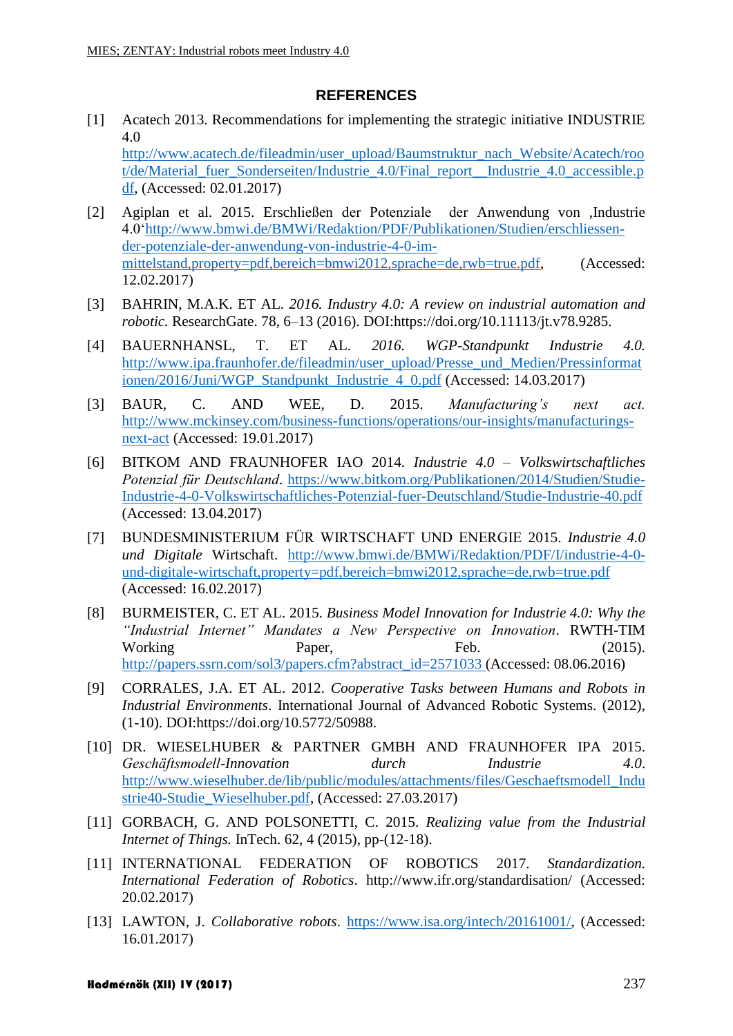## REFERENCES

[1] Acatech 2013. Recommendations for implementing the strategic initiative INDUSTRIE 4.0 http://www.acatech.de/fileadmin/user_upload/Baumstruktur_nach_Website/Acatech/root/de/Material_fuer_Sonderseiten/Industrie_4.0/Final_report__Industrie_4.0_accessible.pdf, (Accessed: 02.01.2017)

[2] Agiplan et al. 2015. Erschließen der Potenziale der Anwendung von ‚Industrie 4.0'http://www.bmwi.de/BMWi/Redaktion/PDF/Publikationen/Studien/erschliessen-der-potenziale-der-anwendung-von-industrie-4-0-im-mittelstand,property=pdf,bereich=bmwi2012,sprache=de,rwb=true.pdf, (Accessed: 12.02.2017)

[3] BAHRIN, M.A.K. ET AL. *2016. Industry 4.0: A review on industrial automation and robotic.* ResearchGate. 78, 6–13 (2016). DOI:https://doi.org/10.11113/jt.v78.9285.

[4] BAUERNHANSL, T. ET AL. *2016. WGP-Standpunkt Industrie 4.0.* http://www.ipa.fraunhofer.de/fileadmin/user_upload/Presse_und_Medien/Pressinformationen/2016/Juni/WGP_Standpunkt_Industrie_4_0.pdf (Accessed: 14.03.2017)

[3] BAUR, C. AND WEE, D. 2015. *Manufacturing's next act.* http://www.mckinsey.com/business-functions/operations/our-insights/manufacturings-next-act (Accessed: 19.01.2017)

[6] BITKOM AND FRAUNHOFER IAO 2014. *Industrie 4.0 – Volkswirtschaftliches Potenzial für Deutschland*. https://www.bitkom.org/Publikationen/2014/Studien/Studie-Industrie-4-0-Volkswirtschaftliches-Potenzial-fuer-Deutschland/Studie-Industrie-40.pdf (Accessed: 13.04.2017)

[7] BUNDESMINISTERIUM FÜR WIRTSCHAFT UND ENERGIE 2015. *Industrie 4.0 und Digitale* Wirtschaft. http://www.bmwi.de/BMWi/Redaktion/PDF/I/industrie-4-0-und-digitale-wirtschaft,property=pdf,bereich=bmwi2012,sprache=de,rwb=true.pdf (Accessed: 16.02.2017)

[8] BURMEISTER, C. ET AL. 2015. *Business Model Innovation for Industrie 4.0: Why the "Industrial Internet" Mandates a New Perspective on Innovation*. RWTH-TIM Working Paper, Feb. (2015). http://papers.ssrn.com/sol3/papers.cfm?abstract_id=2571033 (Accessed: 08.06.2016)

[9] CORRALES, J.A. ET AL. 2012. *Cooperative Tasks between Humans and Robots in Industrial Environments*. International Journal of Advanced Robotic Systems. (2012), (1-10). DOI:https://doi.org/10.5772/50988.

[10] DR. WIESELHUBER & PARTNER GMBH AND FRAUNHOFER IPA 2015. *Geschäftsmodell-Innovation durch Industrie 4.0*. http://www.wieselhuber.de/lib/public/modules/attachments/files/Geschaeftsmodell_Industrie40-Studie_Wieselhuber.pdf, (Accessed: 27.03.2017)

[11] GORBACH, G. AND POLSONETTI, C. 2015. *Realizing value from the Industrial Internet of Things.* InTech. 62, 4 (2015), pp-(12-18).

[11] INTERNATIONAL FEDERATION OF ROBOTICS 2017. *Standardization. International Federation of Robotics*. http://www.ifr.org/standardisation/ (Accessed: 20.02.2017)

[13] LAWTON, J. *Collaborative robots*. https://www.isa.org/intech/20161001/, (Accessed: 16.01.2017)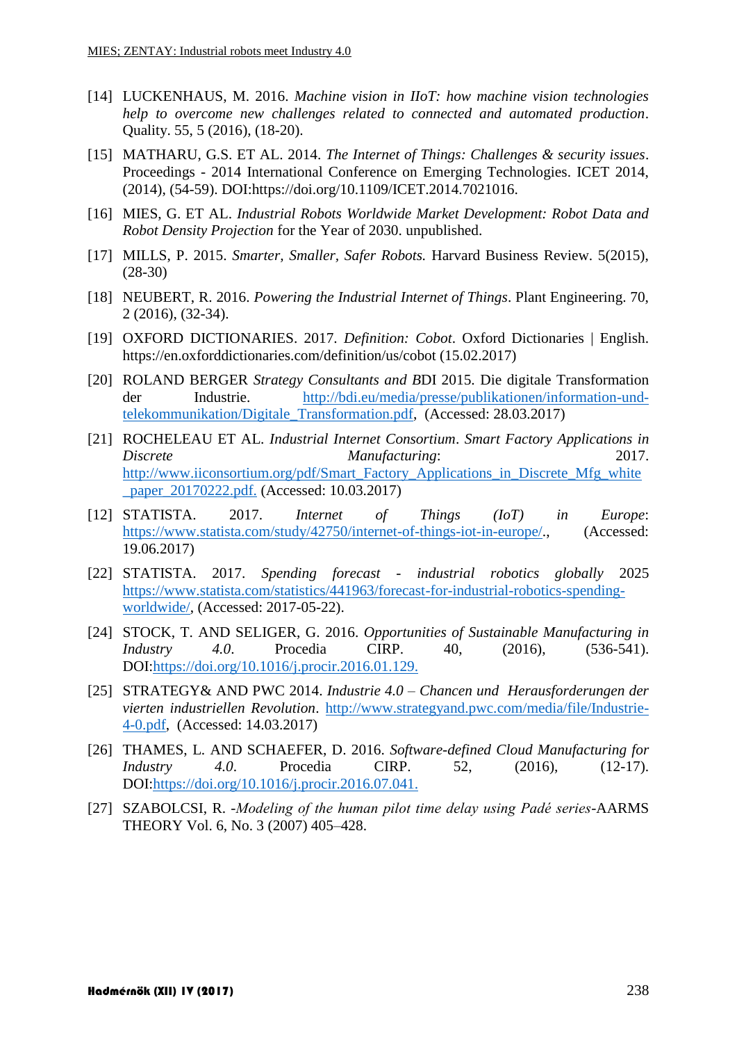[14] LUCKENHAUS, M. 2016. *Machine vision in IIoT: how machine vision technologies help to overcome new challenges related to connected and automated production*. Quality. 55, 5 (2016), (18-20).

[15] MATHARU, G.S. ET AL. 2014. *The Internet of Things: Challenges & security issues*. Proceedings - 2014 International Conference on Emerging Technologies. ICET 2014, (2014), (54-59). DOI:https://doi.org/10.1109/ICET.2014.7021016.

[16] MIES, G. ET AL. *Industrial Robots Worldwide Market Development: Robot Data and Robot Density Projection* for the Year of 2030. unpublished.

[17] MILLS, P. 2015. *Smarter, Smaller, Safer Robots.* Harvard Business Review. 5(2015), (28-30)

[18] NEUBERT, R. 2016. *Powering the Industrial Internet of Things*. Plant Engineering. 70, 2 (2016), (32-34).

[19] OXFORD DICTIONARIES. 2017. *Definition: Cobot*. Oxford Dictionaries | English. https://en.oxforddictionaries.com/definition/us/cobot (15.02.2017)

[20] ROLAND BERGER *Strategy Consultants and B*DI 2015. Die digitale Transformation der Industrie. http://bdi.eu/media/presse/publikationen/information-und-telekommunikation/Digitale_Transformation.pdf, (Accessed: 28.03.2017)

[21] ROCHELEAU ET AL. *Industrial Internet Consortium*. *Smart Factory Applications in Discrete Manufacturing*: 2017. http://www.iiconsortium.org/pdf/Smart_Factory_Applications_in_Discrete_Mfg_white_paper_20170222.pdf. (Accessed: 10.03.2017)

[12] STATISTA. 2017. *Internet of Things (IoT) in Europe*: https://www.statista.com/study/42750/internet-of-things-iot-in-europe/., (Accessed: 19.06.2017)

[22] STATISTA. 2017. *Spending forecast - industrial robotics globally* 2025 https://www.statista.com/statistics/441963/forecast-for-industrial-robotics-spending-worldwide/, (Accessed: 2017-05-22).

[24] STOCK, T. AND SELIGER, G. 2016. *Opportunities of Sustainable Manufacturing in Industry 4.0*. Procedia CIRP. 40, (2016), (536-541). DOI:https://doi.org/10.1016/j.procir.2016.01.129.

[25] STRATEGY& AND PWC 2014. *Industrie 4.0 – Chancen und Herausforderungen der vierten industriellen Revolution*. http://www.strategyand.pwc.com/media/file/Industrie-4-0.pdf, (Accessed: 14.03.2017)

[26] THAMES, L. AND SCHAEFER, D. 2016. *Software-defined Cloud Manufacturing for Industry 4.0*. Procedia CIRP. 52, (2016), (12-17). DOI:https://doi.org/10.1016/j.procir.2016.07.041.

[27] SZABOLCSI, R. -*Modeling of the human pilot time delay using Padé series*-AARMS THEORY Vol. 6, No. 3 (2007) 405–428.